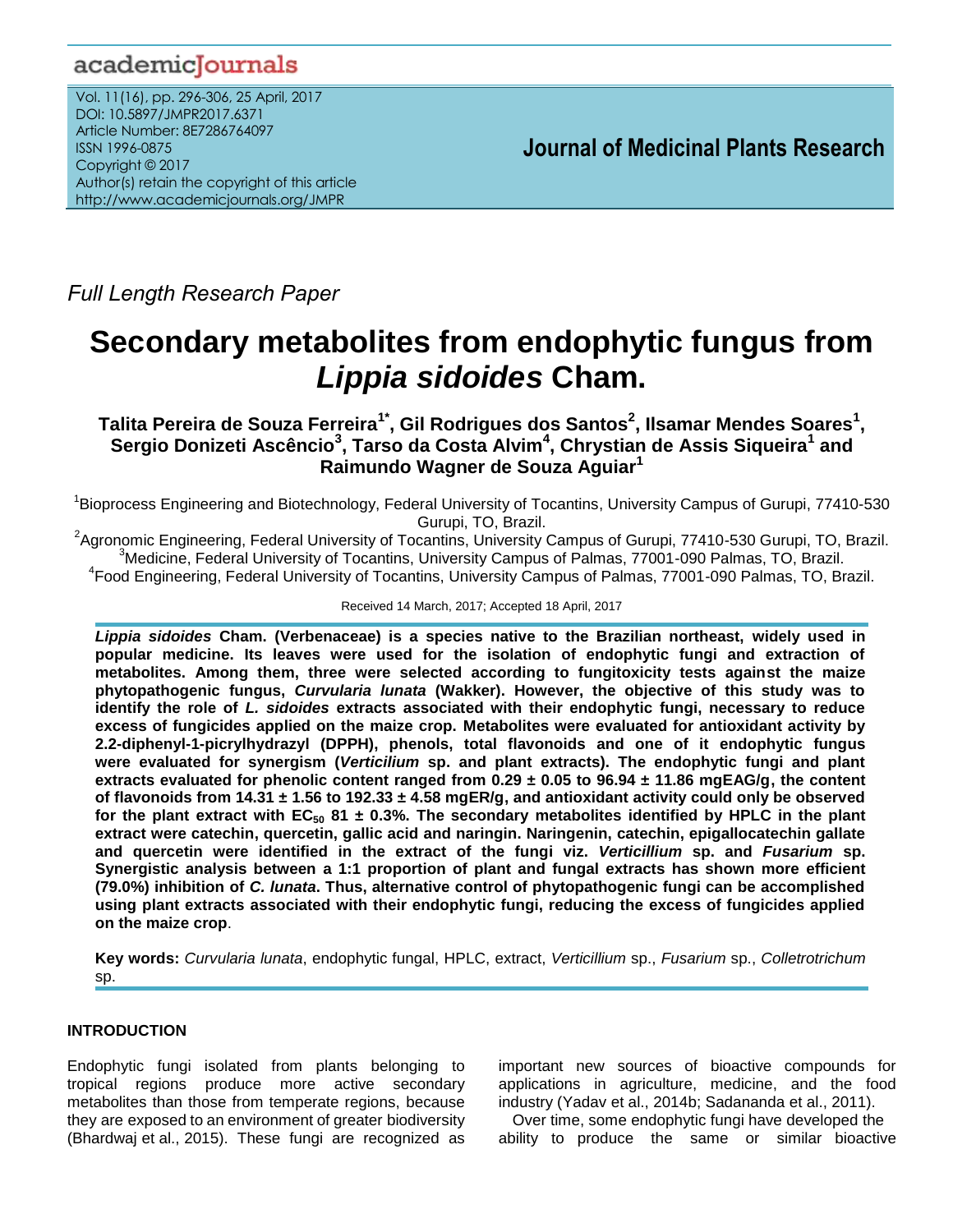Full Length Research Paper

# Secondary metabolites from endophytic fungus from *Lippia sidoides* Cham.

**Talita Pereira de Souza Ferreira[1*], Gil Rodrigues dos Santos[2], Ilsamar Mendes Soares[1], Sergio Donizeti Ascêncio[3], Tarso da Costa Alvim[4], Chrystian de Assis Siqueira[1] and Raimundo Wagner de Souza Aguiar[1]**

[1]Bioprocess Engineering and Biotechnology, Federal University of Tocantins, University Campus of Gurupi, 77410-530 Gurupi, TO, Brazil.

[2]Agronomic Engineering, Federal University of Tocantins, University Campus of Gurupi, 77410-530 Gurupi, TO, Brazil.

[3]Medicine, Federal University of Tocantins, University Campus of Palmas, 77001-090 Palmas, TO, Brazil.

[4]Food Engineering, Federal University of Tocantins, University Campus of Palmas, 77001-090 Palmas, TO, Brazil.

Received 14 March, 2017; Accepted 18 April, 2017

***Lippia sidoides* Cham. (Verbenaceae) is a species native to the Brazilian northeast, widely used in popular medicine. Its leaves were used for the isolation of endophytic fungi and extraction of metabolites. Among them, three were selected according to fungitoxicity tests against the maize phytopathogenic fungus, *Curvularia lunata* (Wakker). However, the objective of this study was to identify the role of *L. sidoides* extracts associated with their endophytic fungi, necessary to reduce excess of fungicides applied on the maize crop. Metabolites were evaluated for antioxidant activity by 2.2-diphenyl-1-picrylhydrazyl (DPPH), phenols, total flavonoids and one of it endophytic fungus were evaluated for synergism (*Verticillium* sp. and plant extracts). The endophytic fungi and plant extracts evaluated for phenolic content ranged from 0.29 ± 0.05 to 96.94 ± 11.86 mgEAG/g, the content of flavonoids from 14.31 ± 1.56 to 192.33 ± 4.58 mgER/g, and antioxidant activity could only be observed for the plant extract with $EC_{50}$ 81 ± 0.3%. The secondary metabolites identified by HPLC in the plant extract were catechin, quercetin, gallic acid and naringin. Naringenin, catechin, epigallocatechin gallate and quercetin were identified in the extract of the fungi viz. *Verticillium* sp. and *Fusarium* sp. Synergistic analysis between a 1:1 proportion of plant and fungal extracts has shown more efficient (79.0%) inhibition of *C. lunata*. Thus, alternative control of phytopathogenic fungi can be accomplished using plant extracts associated with their endophytic fungi, reducing the excess of fungicides applied on the maize crop.**

**Key words:** *Curvularia lunata*, endophytic fungal, HPLC, extract, *Verticillium* sp., *Fusarium* sp., *Colletrotrichum* sp.

## INTRODUCTION

Endophytic fungi isolated from plants belonging to tropical regions produce more active secondary metabolites than those from temperate regions, because they are exposed to an environment of greater biodiversity (Bhardwaj et al., 2015). These fungi are recognized as important new sources of bioactive compounds for applications in agriculture, medicine, and the food industry (Yadav et al., 2014b; Sadananda et al., 2011).

Over time, some endophytic fungi have developed the ability to produce the same or similar bioactive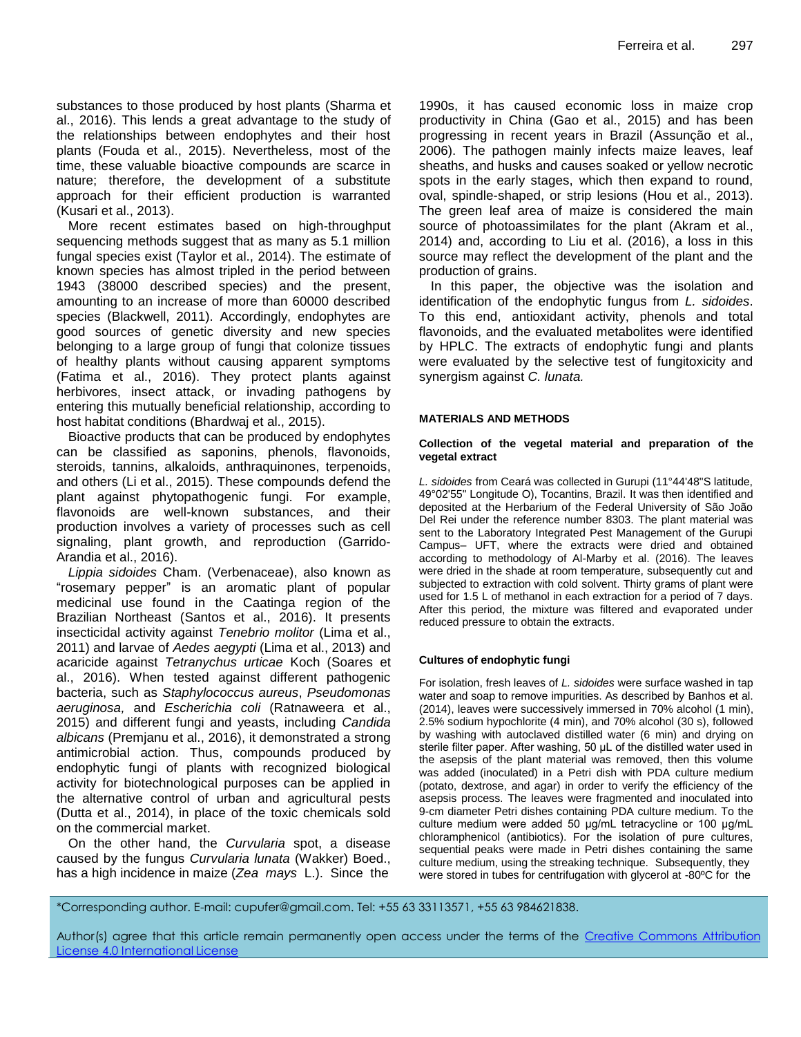substances to those produced by host plants (Sharma et al., 2016). This lends a great advantage to the study of the relationships between endophytes and their host plants (Fouda et al., 2015). Nevertheless, most of the time, these valuable bioactive compounds are scarce in nature; therefore, the development of a substitute approach for their efficient production is warranted (Kusari et al., 2013).

More recent estimates based on high-throughput sequencing methods suggest that as many as 5.1 million fungal species exist (Taylor et al., 2014). The estimate of known species has almost tripled in the period between 1943 (38000 described species) and the present, amounting to an increase of more than 60000 described species (Blackwell, 2011). Accordingly, endophytes are good sources of genetic diversity and new species belonging to a large group of fungi that colonize tissues of healthy plants without causing apparent symptoms (Fatima et al., 2016). They protect plants against herbivores, insect attack, or invading pathogens by entering this mutually beneficial relationship, according to host habitat conditions (Bhardwaj et al., 2015).

Bioactive products that can be produced by endophytes can be classified as saponins, phenols, flavonoids, steroids, tannins, alkaloids, anthraquinones, terpenoids, and others (Li et al., 2015). These compounds defend the plant against phytopathogenic fungi. For example, flavonoids are well-known substances, and their production involves a variety of processes such as cell signaling, plant growth, and reproduction (Garrido-Arandia et al., 2016).

*Lippia sidoides* Cham. (Verbenaceae), also known as "rosemary pepper" is an aromatic plant of popular medicinal use found in the Caatinga region of the Brazilian Northeast (Santos et al., 2016). It presents insecticidal activity against *Tenebrio molitor* (Lima et al., 2011) and larvae of *Aedes aegypti* (Lima et al., 2013) and acaricide against *Tetranychus urticae* Koch (Soares et al., 2016). When tested against different pathogenic bacteria, such as *Staphylococcus aureus*, *Pseudomonas aeruginosa,* and *Escherichia coli* (Ratnaweera et al., 2015) and different fungi and yeasts, including *Candida albicans* (Premjanu et al., 2016), it demonstrated a strong antimicrobial action. Thus, compounds produced by endophytic fungi of plants with recognized biological activity for biotechnological purposes can be applied in the alternative control of urban and agricultural pests (Dutta et al., 2014), in place of the toxic chemicals sold on the commercial market.

On the other hand, the *Curvularia* spot, a disease caused by the fungus *Curvularia lunata* (Wakker) Boed., has a high incidence in maize (*Zea mays* L.). Since the 1990s, it has caused economic loss in maize crop productivity in China (Gao et al., 2015) and has been progressing in recent years in Brazil (Assunção et al., 2006). The pathogen mainly infects maize leaves, leaf sheaths, and husks and causes soaked or yellow necrotic spots in the early stages, which then expand to round, oval, spindle-shaped, or strip lesions (Hou et al., 2013). The green leaf area of maize is considered the main source of photoassimilates for the plant (Akram et al., 2014) and, according to Liu et al. (2016), a loss in this source may reflect the development of the plant and the production of grains.

In this paper, the objective was the isolation and identification of the endophytic fungus from *L. sidoides*. To this end, antioxidant activity, phenols and total flavonoids, and the evaluated metabolites were identified by HPLC. The extracts of endophytic fungi and plants were evaluated by the selective test of fungitoxicity and synergism against *C. lunata.*

## MATERIALS AND METHODS

### Collection of the vegetal material and preparation of the vegetal extract

*L. sidoides* from Ceará was collected in Gurupi (11°44'48"S latitude, 49°02'55" Longitude O), Tocantins, Brazil. It was then identified and deposited at the Herbarium of the Federal University of São João Del Rei under the reference number 8303. The plant material was sent to the Laboratory Integrated Pest Management of the Gurupi Campus– UFT, where the extracts were dried and obtained according to methodology of Al-Marby et al. (2016). The leaves were dried in the shade at room temperature, subsequently cut and subjected to extraction with cold solvent. Thirty grams of plant were used for 1.5 L of methanol in each extraction for a period of 7 days. After this period, the mixture was filtered and evaporated under reduced pressure to obtain the extracts.

### Cultures of endophytic fungi

For isolation, fresh leaves of *L. sidoides* were surface washed in tap water and soap to remove impurities. As described by Banhos et al. (2014), leaves were successively immersed in 70% alcohol (1 min), 2.5% sodium hypochlorite (4 min), and 70% alcohol (30 s), followed by washing with autoclaved distilled water (6 min) and drying on sterile filter paper. After washing, 50 µL of the distilled water used in the asepsis of the plant material was removed, then this volume was added (inoculated) in a Petri dish with PDA culture medium (potato, dextrose, and agar) in order to verify the efficiency of the asepsis process. The leaves were fragmented and inoculated into 9-cm diameter Petri dishes containing PDA culture medium. To the culture medium were added 50 µg/mL tetracycline or 100 µg/mL chloramphenicol (antibiotics). For the isolation of pure cultures, sequential peaks were made in Petri dishes containing the same culture medium, using the streaking technique. Subsequently, they were stored in tubes for centrifugation with glycerol at -80ºC for the

*Corresponding author. E-mail: cupufer@gmail.com. Tel: +55 63 33113571, +55 63 984621838.

Author(s) agree that this article remain permanently open access under the terms of the Creative Commons Attribution License 4.0 International License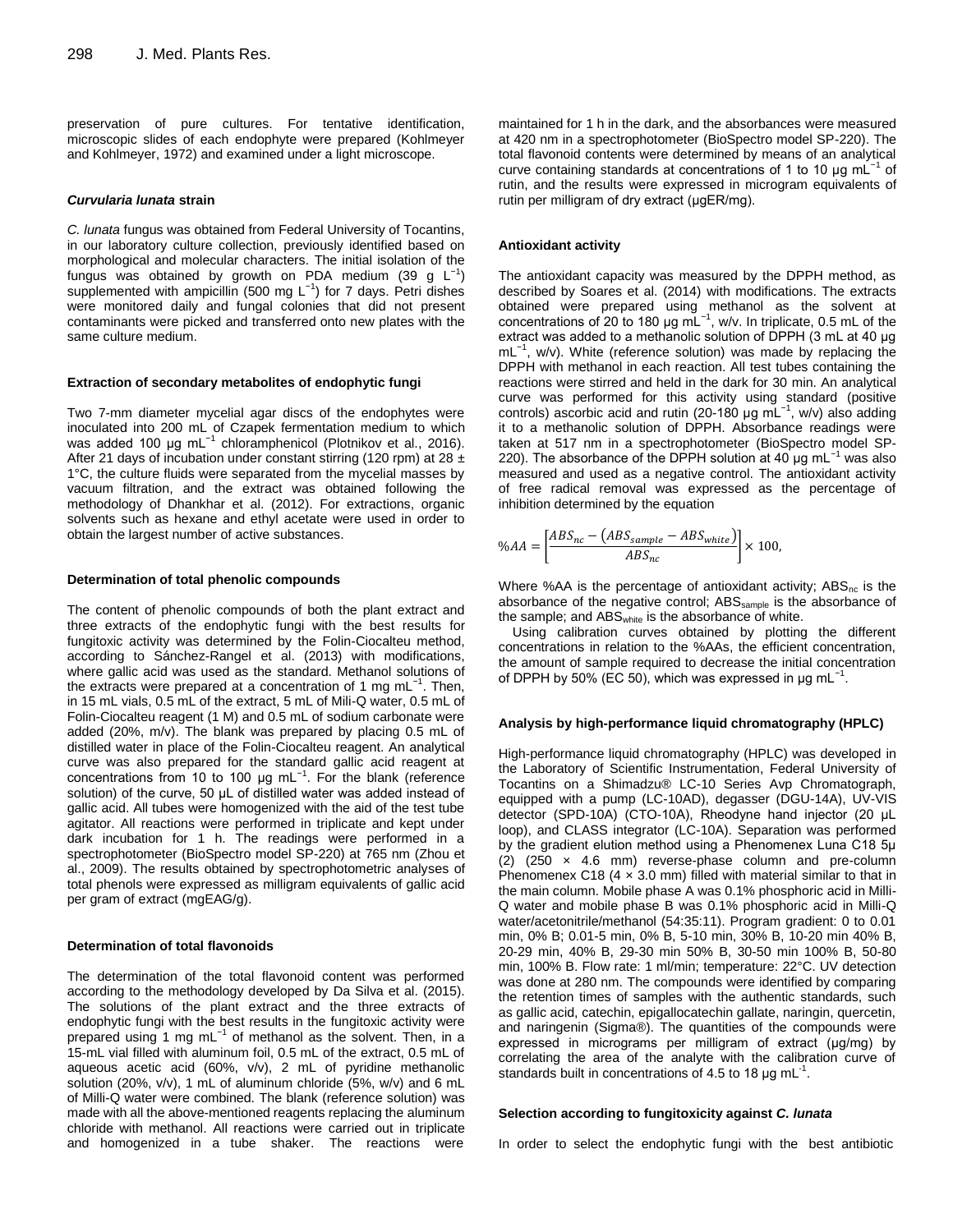preservation of pure cultures. For tentative identification, microscopic slides of each endophyte were prepared (Kohlmeyer and Kohlmeyer, 1972) and examined under a light microscope.

### *Curvularia lunata* strain

*C. lunata* fungus was obtained from Federal University of Tocantins, in our laboratory culture collection, previously identified based on morphological and molecular characters. The initial isolation of the fungus was obtained by growth on PDA medium (39 g $L^{-1}$) supplemented with ampicillin (500 mg $L^{-1}$) for 7 days. Petri dishes were monitored daily and fungal colonies that did not present contaminants were picked and transferred onto new plates with the same culture medium.

### Extraction of secondary metabolites of endophytic fungi

Two 7-mm diameter mycelial agar discs of the endophytes were inoculated into 200 mL of Czapek fermentation medium to which was added 100 µg $mL^{-1}$ chloramphenicol (Plotnikov et al., 2016). After 21 days of incubation under constant stirring (120 rpm) at 28 ± 1°C, the culture fluids were separated from the mycelial masses by vacuum filtration, and the extract was obtained following the methodology of Dhankhar et al. (2012). For extractions, organic solvents such as hexane and ethyl acetate were used in order to obtain the largest number of active substances.

### Determination of total phenolic compounds

The content of phenolic compounds of both the plant extract and three extracts of the endophytic fungi with the best results for fungitoxic activity was determined by the Folin-Ciocalteu method, according to Sánchez-Rangel et al. (2013) with modifications, where gallic acid was used as the standard. Methanol solutions of the extracts were prepared at a concentration of 1 mg $mL^{-1}$. Then, in 15 mL vials, 0.5 mL of the extract, 5 mL of Mili-Q water, 0.5 mL of Folin-Ciocalteu reagent (1 M) and 0.5 mL of sodium carbonate were added (20%, m/v). The blank was prepared by placing 0.5 mL of distilled water in place of the Folin-Ciocalteu reagent. An analytical curve was also prepared for the standard gallic acid reagent at concentrations from 10 to 100 µg $mL^{-1}$. For the blank (reference solution) of the curve, 50 µL of distilled water was added instead of gallic acid. All tubes were homogenized with the aid of the test tube agitator. All reactions were performed in triplicate and kept under dark incubation for 1 h. The readings were performed in a spectrophotometer (BioSpectro model SP-220) at 765 nm (Zhou et al., 2009). The results obtained by spectrophotometric analyses of total phenols were expressed as milligram equivalents of gallic acid per gram of extract (mgEAG/g).

### Determination of total flavonoids

The determination of the total flavonoid content was performed according to the methodology developed by Da Silva et al. (2015). The solutions of the plant extract and the three extracts of endophytic fungi with the best results in the fungitoxic activity were prepared using 1 mg $mL^{-1}$ of methanol as the solvent. Then, in a 15-mL vial filled with aluminum foil, 0.5 mL of the extract, 0.5 mL of aqueous acetic acid (60%, v/v), 2 mL of pyridine methanolic solution (20%, v/v), 1 mL of aluminum chloride (5%, w/v) and 6 mL of Milli-Q water were combined. The blank (reference solution) was made with all the above-mentioned reagents replacing the aluminum chloride with methanol. All reactions were carried out in triplicate and homogenized in a tube shaker. The reactions were maintained for 1 h in the dark, and the absorbances were measured at 420 nm in a spectrophotometer (BioSpectro model SP-220). The total flavonoid contents were determined by means of an analytical curve containing standards at concentrations of 1 to 10 µg $mL^{-1}$ of rutin, and the results were expressed in microgram equivalents of rutin per milligram of dry extract (µgER/mg).

### Antioxidant activity

The antioxidant capacity was measured by the DPPH method, as described by Soares et al. (2014) with modifications. The extracts obtained were prepared using methanol as the solvent at concentrations of 20 to 180 µg $mL^{-1}$, w/v. In triplicate, 0.5 mL of the extract was added to a methanolic solution of DPPH (3 mL at 40 µg $mL^{-1}$, w/v). White (reference solution) was made by replacing the DPPH with methanol in each reaction. All test tubes containing the reactions were stirred and held in the dark for 30 min. An analytical curve was performed for this activity using standard (positive controls) ascorbic acid and rutin (20-180 µg $mL^{-1}$, w/v) also adding it to a methanolic solution of DPPH. Absorbance readings were taken at 517 nm in a spectrophotometer (BioSpectro model SP-220). The absorbance of the DPPH solution at 40 µg $mL^{-1}$ was also measured and used as a negative control. The antioxidant activity of free radical removal was expressed as the percentage of inhibition determined by the equation

$$\%AA = \left[\frac{ABS_{nc} - \left(ABS_{sample} - ABS_{white}\right)}{ABS_{nc}}\right] \times 100,$$

Where %AA is the percentage of antioxidant activity; $ABS_{nc}$ is the absorbance of the negative control; $ABS_{sample}$ is the absorbance of the sample; and $ABS_{white}$ is the absorbance of white.

Using calibration curves obtained by plotting the different concentrations in relation to the %AAs, the efficient concentration, the amount of sample required to decrease the initial concentration of DPPH by 50% (EC 50), which was expressed in µg $mL^{-1}$.

### Analysis by high-performance liquid chromatography (HPLC)

High-performance liquid chromatography (HPLC) was developed in the Laboratory of Scientific Instrumentation, Federal University of Tocantins on a Shimadzu® LC-10 Series Avp Chromatograph, equipped with a pump (LC-10AD), degasser (DGU-14A), UV-VIS detector (SPD-10A) (CTO-10A), Rheodyne hand injector (20 µL loop), and CLASS integrator (LC-10A). Separation was performed by the gradient elution method using a Phenomenex Luna C18 5µ (2) (250 × 4.6 mm) reverse-phase column and pre-column Phenomenex C18 (4 × 3.0 mm) filled with material similar to that in the main column. Mobile phase A was 0.1% phosphoric acid in Milli-Q water and mobile phase B was 0.1% phosphoric acid in Milli-Q water/acetonitrile/methanol (54:35:11). Program gradient: 0 to 0.01 min, 0% B; 0.01-5 min, 0% B, 5-10 min, 30% B, 10-20 min 40% B, 20-29 min, 40% B, 29-30 min 50% B, 30-50 min 100% B, 50-80 min, 100% B. Flow rate: 1 ml/min; temperature: 22°C. UV detection was done at 280 nm. The compounds were identified by comparing the retention times of samples with the authentic standards, such as gallic acid, catechin, epigallocatechin gallate, naringin, quercetin, and naringenin (Sigma®). The quantities of the compounds were expressed in micrograms per milligram of extract (µg/mg) by correlating the area of the analyte with the calibration curve of standards built in concentrations of 4.5 to 18 µg $mL^{-1}$.

### Selection according to fungitoxicity against *C. lunata*

In order to select the endophytic fungi with the best antibiotic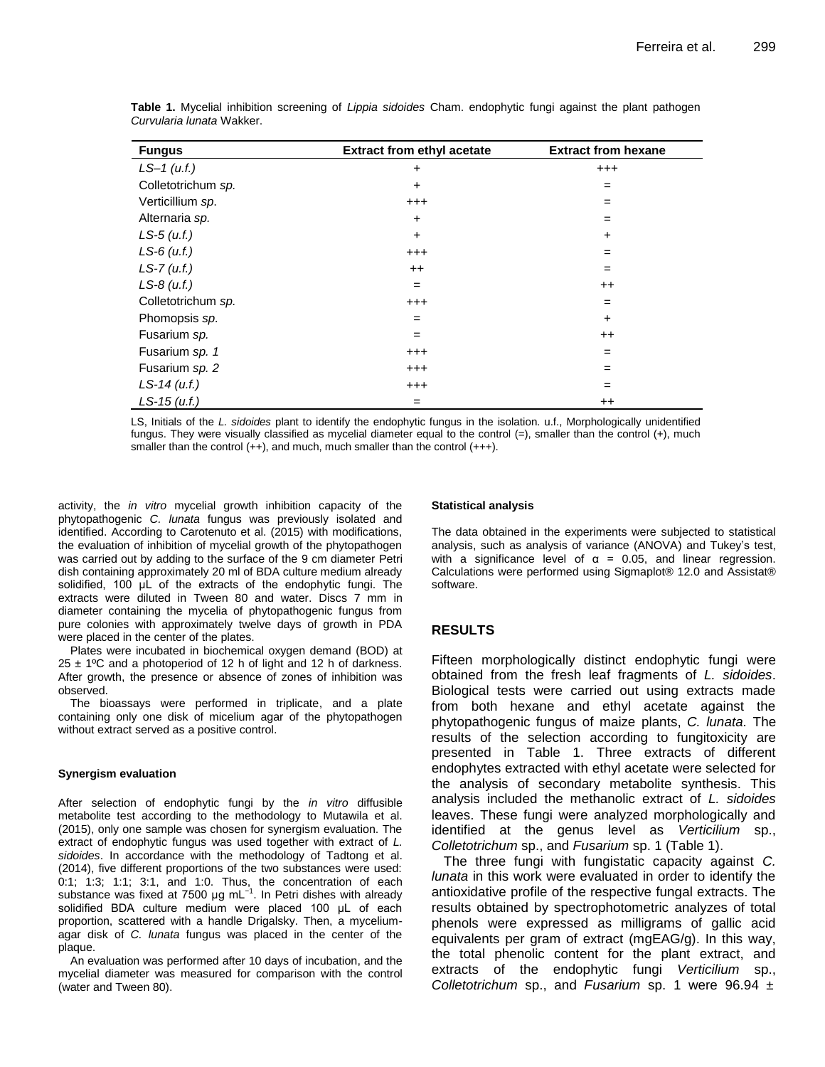**Table 1.** Mycelial inhibition screening of *Lippia sidoides* Cham. endophytic fungi against the plant pathogen *Curvularia lunata* Wakker.

| Fungus | Extract from ethyl acetate | Extract from hexane |
|---|---|---|
| *LS–1 (u.f.)* | + | +++ |
| Colletotrichum *sp.* | + | = |
| Verticillium *sp*. | +++ | = |
| Alternaria *sp.* | + | = |
| *LS-5 (u.f.)* | + | + |
| *LS-6 (u.f.)* | +++ | = |
| *LS-7 (u.f.)* | ++ | = |
| *LS-8 (u.f.)* | = | ++ |
| Colletotrichum *sp.* | +++ | = |
| Phomopsis *sp.* | = | + |
| Fusarium *sp.* | = | ++ |
| Fusarium *sp. 1* | +++ | = |
| Fusarium *sp. 2* | +++ | = |
| *LS-14 (u.f.)* | +++ | = |
| *LS-15 (u.f.)* | = | ++ |

LS, Initials of the *L. sidoides* plant to identify the endophytic fungus in the isolation. u.f., Morphologically unidentified fungus. They were visually classified as mycelial diameter equal to the control (=), smaller than the control (+), much smaller than the control (++), and much, much smaller than the control (+++).

activity, the *in vitro* mycelial growth inhibition capacity of the phytopathogenic *C. lunata* fungus was previously isolated and identified. According to Carotenuto et al. (2015) with modifications, the evaluation of inhibition of mycelial growth of the phytopathogen was carried out by adding to the surface of the 9 cm diameter Petri dish containing approximately 20 ml of BDA culture medium already solidified, 100 µL of the extracts of the endophytic fungi. The extracts were diluted in Tween 80 and water. Discs 7 mm in diameter containing the mycelia of phytopathogenic fungus from pure colonies with approximately twelve days of growth in PDA were placed in the center of the plates.

Plates were incubated in biochemical oxygen demand (BOD) at 25 ± 1ºC and a photoperiod of 12 h of light and 12 h of darkness. After growth, the presence or absence of zones of inhibition was observed.

The bioassays were performed in triplicate, and a plate containing only one disk of micelium agar of the phytopathogen without extract served as a positive control.

#### Synergism evaluation

After selection of endophytic fungi by the *in vitro* diffusible metabolite test according to the methodology to Mutawila et al. (2015), only one sample was chosen for synergism evaluation. The extract of endophytic fungus was used together with extract of *L. sidoides*. In accordance with the methodology of Tadtong et al. (2014), five different proportions of the two substances were used: 0:1; 1:3; 1:1; 3:1, and 1:0. Thus, the concentration of each substance was fixed at 7500 µg mL$^{-1}$. In Petri dishes with already solidified BDA culture medium were placed 100 µL of each proportion, scattered with a handle Drigalsky. Then, a mycelium-agar disk of *C. lunata* fungus was placed in the center of the plaque.

An evaluation was performed after 10 days of incubation, and the mycelial diameter was measured for comparison with the control (water and Tween 80).

#### Statistical analysis

The data obtained in the experiments were subjected to statistical analysis, such as analysis of variance (ANOVA) and Tukey's test, with a significance level of $\alpha = 0.05$, and linear regression. Calculations were performed using Sigmaplot® 12.0 and Assistat® software.

## RESULTS

Fifteen morphologically distinct endophytic fungi were obtained from the fresh leaf fragments of *L. sidoides*. Biological tests were carried out using extracts made from both hexane and ethyl acetate against the phytopathogenic fungus of maize plants, *C. lunata*. The results of the selection according to fungitoxicity are presented in Table 1. Three extracts of different endophytes extracted with ethyl acetate were selected for the analysis of secondary metabolite synthesis. This analysis included the methanolic extract of *L. sidoides* leaves. These fungi were analyzed morphologically and identified at the genus level as *Verticilium* sp., *Colletotrichum* sp., and *Fusarium* sp. 1 (Table 1).

The three fungi with fungistatic capacity against *C. lunata* in this work were evaluated in order to identify the antioxidative profile of the respective fungal extracts. The results obtained by spectrophotometric analyzes of total phenols were expressed as milligrams of gallic acid equivalents per gram of extract (mgEAG/g). In this way, the total phenolic content for the plant extract, and extracts of the endophytic fungi *Verticilium* sp., *Colletotrichum* sp., and *Fusarium* sp. 1 were 96.94 ±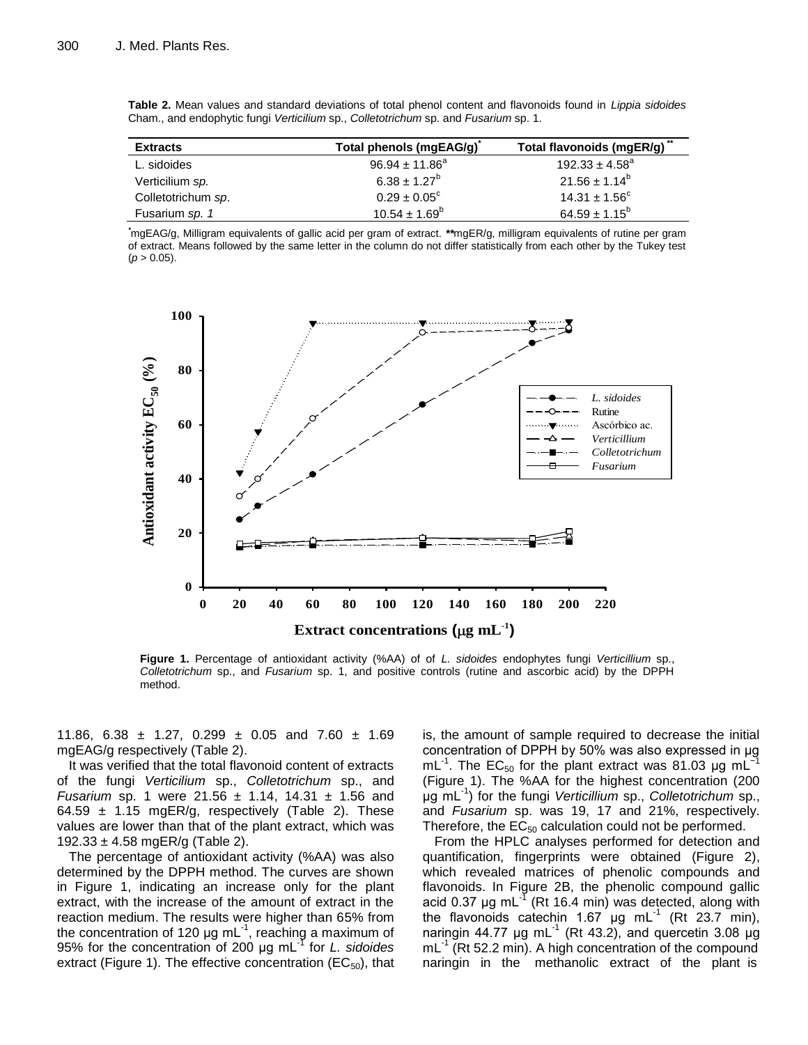**Table 2.** Mean values and standard deviations of total phenol content and flavonoids found in *Lippia sidoides* Cham., and endophytic fungi *Verticilium* sp., *Colletotrichum* sp. and *Fusarium* sp. 1.

| Extracts | Total phenols (mgEAG/g)[*] | Total flavonoids (mgER/g)[**] |
|---|---|---|
| L. sidoides | $96.94 \pm 11.86^{a}$ | $192.33 \pm 4.58^{a}$ |
| Verticilium *sp.* | $6.38 \pm 1.27^{b}$ | $21.56 \pm 1.14^{b}$ |
| Colletotrichum *sp.* | $0.29 \pm 0.05^{c}$ | $14.31 \pm 1.56^{c}$ |
| Fusarium *sp. 1* | $10.54 \pm 1.69^{b}$ | $64.59 \pm 1.15^{b}$ |

[*]mgEAG/g, Milligram equivalents of gallic acid per gram of extract. **mgER/g, milligram equivalents of rutine per gram of extract. Means followed by the same letter in the column do not differ statistically from each other by the Tukey test ($p > 0.05$).

**Figure 1.** Percentage of antioxidant activity (%AA) of of *L. sidoides* endophytes fungi *Verticillium* sp., *Colletotrichum* sp., and *Fusarium* sp. 1, and positive controls (rutine and ascorbic acid) by the DPPH method.

11.86, 6.38 ± 1.27, 0.299 ± 0.05 and 7.60 ± 1.69 mgEAG/g respectively (Table 2).

It was verified that the total flavonoid content of extracts of the fungi *Verticilium* sp., *Colletotrichum* sp., and *Fusarium* sp. 1 were 21.56 ± 1.14, 14.31 ± 1.56 and 64.59 ± 1.15 mgER/g, respectively (Table 2). These values are lower than that of the plant extract, which was 192.33 ± 4.58 mgER/g (Table 2).

The percentage of antioxidant activity (%AA) was also determined by the DPPH method. The curves are shown in Figure 1, indicating an increase only for the plant extract, with the increase of the amount of extract in the reaction medium. The results were higher than 65% from the concentration of 120 µg $mL^{-1}$, reaching a maximum of 95% for the concentration of 200 µg $mL^{-1}$ for *L. sidoides* extract (Figure 1). The effective concentration ($EC_{50}$), that is, the amount of sample required to decrease the initial concentration of DPPH by 50% was also expressed in µg $mL^{-1}$. The $EC_{50}$ for the plant extract was 81.03 µg $mL^{-1}$ (Figure 1). The %AA for the highest concentration (200 µg $mL^{-1}$) for the fungi *Verticillium* sp., *Colletotrichum* sp., and *Fusarium* sp. was 19, 17 and 21%, respectively. Therefore, the $EC_{50}$ calculation could not be performed.

From the HPLC analyses performed for detection and quantification, fingerprints were obtained (Figure 2), which revealed matrices of phenolic compounds and flavonoids. In Figure 2B, the phenolic compound gallic acid 0.37 µg $mL^{-1}$ (Rt 16.4 min) was detected, along with the flavonoids catechin 1.67 µg $mL^{-1}$ (Rt 23.7 min), naringin 44.77 µg $mL^{-1}$ (Rt 43.2), and quercetin 3.08 µg $mL^{-1}$ (Rt 52.2 min). A high concentration of the compound naringin in the methanolic extract of the plant is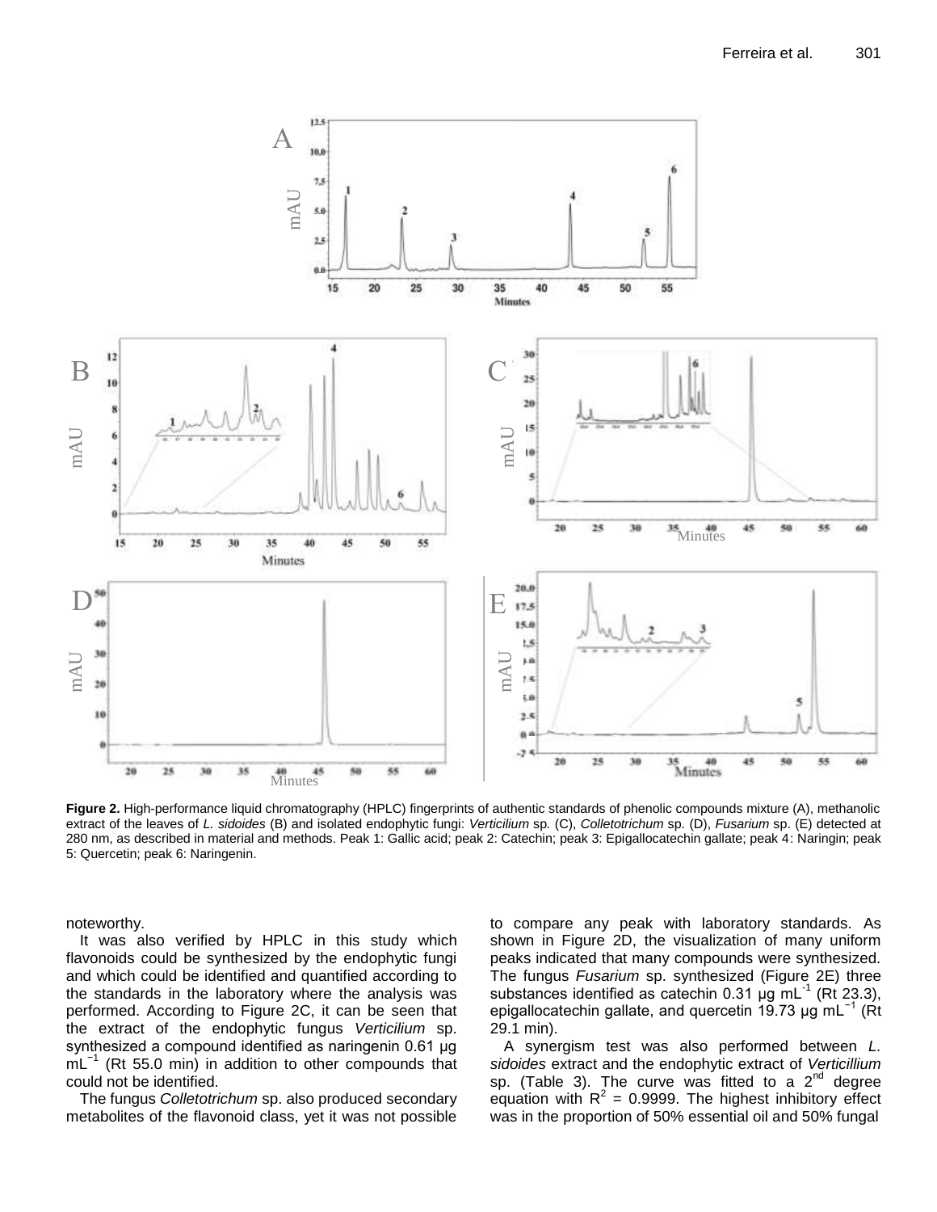**Figure 2.** High-performance liquid chromatography (HPLC) fingerprints of authentic standards of phenolic compounds mixture (A), methanolic extract of the leaves of *L. sidoides* (B) and isolated endophytic fungi: *Verticilium* sp. (C), *Colletotrichum* sp. (D), *Fusarium* sp. (E) detected at 280 nm, as described in material and methods. Peak 1: Gallic acid; peak 2: Catechin; peak 3: Epigallocatechin gallate; peak 4: Naringin; peak 5: Quercetin; peak 6: Naringenin.

noteworthy.

It was also verified by HPLC in this study which flavonoids could be synthesized by the endophytic fungi and which could be identified and quantified according to the standards in the laboratory where the analysis was performed. According to Figure 2C, it can be seen that the extract of the endophytic fungus *Verticilium* sp. synthesized a compound identified as naringenin 0.61 µg $mL^{-1}$ (Rt 55.0 min) in addition to other compounds that could not be identified.

The fungus *Colletotrichum* sp. also produced secondary metabolites of the flavonoid class, yet it was not possible to compare any peak with laboratory standards. As shown in Figure 2D, the visualization of many uniform peaks indicated that many compounds were synthesized. The fungus *Fusarium* sp. synthesized (Figure 2E) three substances identified as catechin 0.31 µg $mL^{-1}$ (Rt 23.3), epigallocatechin gallate, and quercetin 19.73 µg $mL^{-1}$ (Rt 29.1 min).

A synergism test was also performed between *L. sidoides* extract and the endophytic extract of *Verticillium* sp. (Table 3). The curve was fitted to a 2[nd] degree equation with $R^2$ = 0.9999. The highest inhibitory effect was in the proportion of 50% essential oil and 50% fungal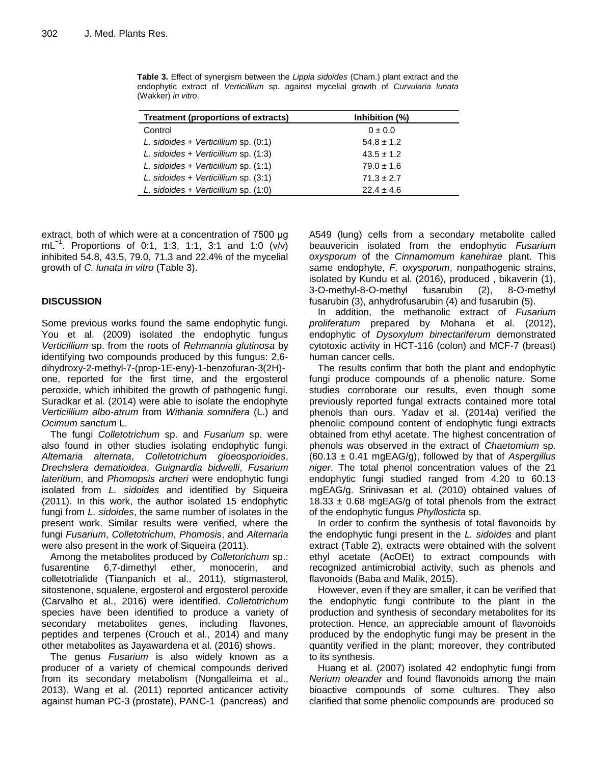**Table 3.** Effect of synergism between the *Lippia sidoides* (Cham.) plant extract and the endophytic extract of *Verticillium* sp. against mycelial growth of *Curvularia lunata* (Wakker) *in vitro*.

| Treatment (proportions of extracts) | Inhibition (%) |
|---|---|
| Control | 0 ± 0.0 |
| *L. sidoides* + *Verticillium* sp. (0:1) | 54.8 ± 1.2 |
| *L. sidoides* + *Verticillium* sp. (1:3) | 43.5 ± 1.2 |
| *L. sidoides* + *Verticillium* sp. (1:1) | 79.0 ± 1.6 |
| *L. sidoides* + *Verticillium* sp. (3:1) | 71.3 ± 2.7 |
| *L. sidoides* + *Verticillium* sp. (1:0) | 22.4 ± 4.6 |

extract, both of which were at a concentration of 7500 µg $mL^{-1}$. Proportions of 0:1, 1:3, 1:1, 3:1 and 1:0 (v/v) inhibited 54.8, 43.5, 79.0, 71.3 and 22.4% of the mycelial growth of *C. lunata in vitro* (Table 3).

## DISCUSSION

Some previous works found the same endophytic fungi. You et al. (2009) isolated the endophytic fungus *Verticillium* sp. from the roots of *Rehmannia glutinosa* by identifying two compounds produced by this fungus: 2,6-dihydroxy-2-methyl-7-(prop-1E-eny)-1-benzofuran-3(2H)-one, reported for the first time, and the ergosterol peroxide, which inhibited the growth of pathogenic fungi. Suradkar et al. (2014) were able to isolate the endophyte *Verticillium albo-atrum* from *Withania somnifera* (L.) and *Ocimum sanctum* L.

The fungi *Colletotrichum* sp. and *Fusarium* sp. were also found in other studies isolating endophytic fungi. *Alternaria alternata*, *Colletotrichum gloeosporioides*, *Drechslera dematioidea*, *Guignardia bidwelli*, *Fusarium lateritium*, and *Phomopsis archeri* were endophytic fungi isolated from *L. sidoides* and identified by Siqueira (2011). In this work, the author isolated 15 endophytic fungi from *L. sidoides*, the same number of isolates in the present work. Similar results were verified, where the fungi *Fusarium*, *Colletotrichum*, *Phomosis*, and *Alternaria* were also present in the work of Siqueira (2011).

Among the metabolites produced by *Colletorichum* sp.: fusarentine 6,7-dimethyl ether, monocerin, and colletotrialide (Tianpanich et al., 2011), stigmasterol, sitostenone, squalene, ergosterol and ergosterol peroxide (Carvalho et al., 2016) were identified. *Colletotrichum* species have been identified to produce a variety of secondary metabolites genes, including flavones, peptides and terpenes (Crouch et al., 2014) and many other metabolites as Jayawardena et al. (2016) shows.

The genus *Fusarium* is also widely known as a producer of a variety of chemical compounds derived from its secondary metabolism (Nongalleima et al., 2013). Wang et al. (2011) reported anticancer activity against human PC-3 (prostate), PANC-1 (pancreas) and A549 (lung) cells from a secondary metabolite called beauvericin isolated from the endophytic *Fusarium oxysporum* of the *Cinnamomum kanehirae* plant. This same endophyte, *F. oxysporum*, nonpathogenic strains, isolated by Kundu et al. (2016), produced , bikaverin (1), 3-O-methyl-8-O-methyl fusarubin (2), 8-O-methyl fusarubin (3), anhydrofusarubin (4) and fusarubin (5).

In addition, the methanolic extract of *Fusarium proliferatum* prepared by Mohana et al. (2012), endophytic of *Dysoxylum binectariferum* demonstrated cytotoxic activity in HCT-116 (colon) and MCF-7 (breast) human cancer cells.

The results confirm that both the plant and endophytic fungi produce compounds of a phenolic nature. Some studies corroborate our results, even though some previously reported fungal extracts contained more total phenols than ours. Yadav et al. (2014a) verified the phenolic compound content of endophytic fungi extracts obtained from ethyl acetate. The highest concentration of phenols was observed in the extract of *Chaetomium* sp. (60.13 ± 0.41 mgEAG/g), followed by that of *Aspergillus niger*. The total phenol concentration values of the 21 endophytic fungi studied ranged from 4.20 to 60.13 mgEAG/g. Srinivasan et al. (2010) obtained values of 18.33 ± 0.68 mgEAG/g of total phenols from the extract of the endophytic fungus *Phyllosticta* sp.

In order to confirm the synthesis of total flavonoids by the endophytic fungi present in the *L. sidoides* and plant extract (Table 2), extracts were obtained with the solvent ethyl acetate (AcOEt) to extract compounds with recognized antimicrobial activity, such as phenols and flavonoids (Baba and Malik, 2015).

However, even if they are smaller, it can be verified that the endophytic fungi contribute to the plant in the production and synthesis of secondary metabolites for its protection. Hence, an appreciable amount of flavonoids produced by the endophytic fungi may be present in the quantity verified in the plant; moreover, they contributed to its synthesis.

Huang et al. (2007) isolated 42 endophytic fungi from *Nerium oleander* and found flavonoids among the main bioactive compounds of some cultures. They also clarified that some phenolic compounds are produced so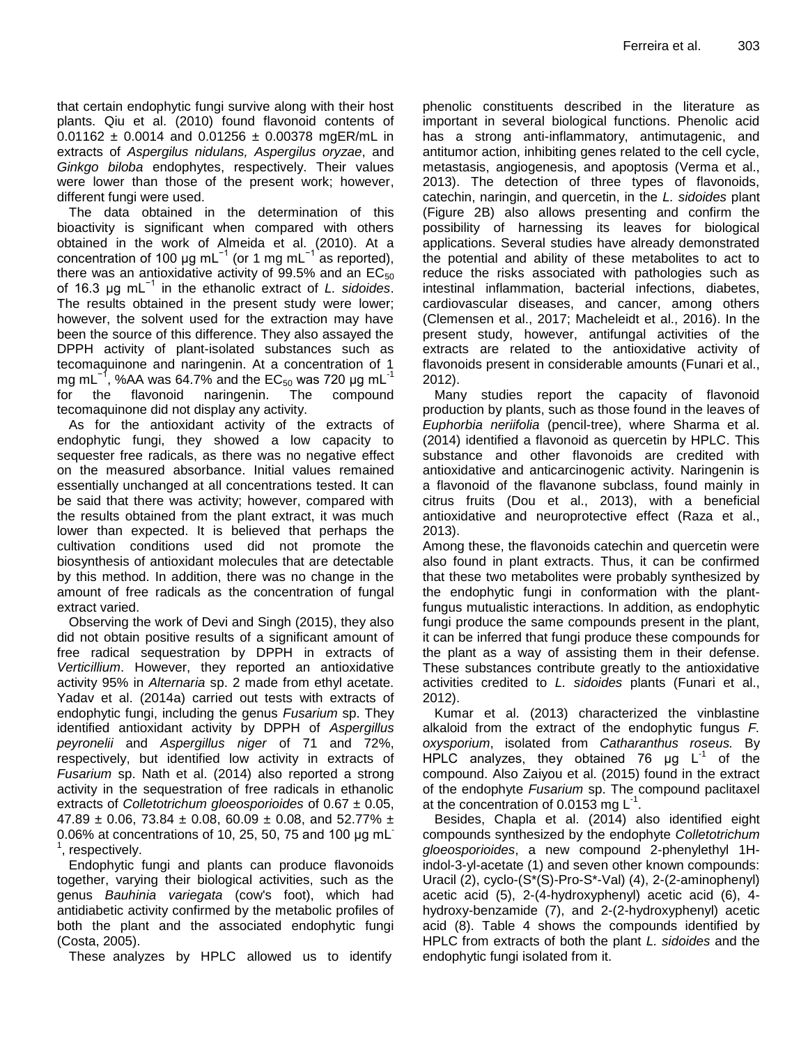that certain endophytic fungi survive along with their host plants. Qiu et al. (2010) found flavonoid contents of 0.01162 ± 0.0014 and 0.01256 ± 0.00378 mgER/mL in extracts of *Aspergilus nidulans, Aspergilus oryzae*, and *Ginkgo biloba* endophytes, respectively. Their values were lower than those of the present work; however, different fungi were used.

The data obtained in the determination of this bioactivity is significant when compared with others obtained in the work of Almeida et al. (2010). At a concentration of 100 μg $mL^{-1}$ (or 1 mg $mL^{-1}$ as reported), there was an antioxidative activity of 99.5% and an $EC_{50}$ of 16.3 μg $mL^{-1}$ in the ethanolic extract of *L. sidoides*. The results obtained in the present study were lower; however, the solvent used for the extraction may have been the source of this difference. They also assayed the DPPH activity of plant-isolated substances such as tecomaquinone and naringenin. At a concentration of 1 mg $mL^{-1}$, %AA was 64.7% and the $EC_{50}$ was 720 μg $mL^{-1}$ for the flavonoid naringenin. The compound tecomaquinone did not display any activity.

As for the antioxidant activity of the extracts of endophytic fungi, they showed a low capacity to sequester free radicals, as there was no negative effect on the measured absorbance. Initial values remained essentially unchanged at all concentrations tested. It can be said that there was activity; however, compared with the results obtained from the plant extract, it was much lower than expected. It is believed that perhaps the cultivation conditions used did not promote the biosynthesis of antioxidant molecules that are detectable by this method. In addition, there was no change in the amount of free radicals as the concentration of fungal extract varied.

Observing the work of Devi and Singh (2015), they also did not obtain positive results of a significant amount of free radical sequestration by DPPH in extracts of *Verticillium*. However, they reported an antioxidative activity 95% in *Alternaria* sp. 2 made from ethyl acetate. Yadav et al. (2014a) carried out tests with extracts of endophytic fungi, including the genus *Fusarium* sp. They identified antioxidant activity by DPPH of *Aspergillus peyronelii* and *Aspergillus niger* of 71 and 72%, respectively, but identified low activity in extracts of *Fusarium* sp. Nath et al. (2014) also reported a strong activity in the sequestration of free radicals in ethanolic extracts of *Colletotrichum gloeosporioides* of 0.67 ± 0.05, 47.89 ± 0.06, 73.84 ± 0.08, 60.09 ± 0.08, and 52.77% ± 0.06% at concentrations of 10, 25, 50, 75 and 100 μg $mL^{-1}$, respectively.

Endophytic fungi and plants can produce flavonoids together, varying their biological activities, such as the genus *Bauhinia variegata* (cow's foot), which had antidiabetic activity confirmed by the metabolic profiles of both the plant and the associated endophytic fungi (Costa, 2005).

These analyzes by HPLC allowed us to identify phenolic constituents described in the literature as important in several biological functions. Phenolic acid has a strong anti-inflammatory, antimutagenic, and antitumor action, inhibiting genes related to the cell cycle, metastasis, angiogenesis, and apoptosis (Verma et al., 2013). The detection of three types of flavonoids, catechin, naringin, and quercetin, in the *L. sidoides* plant (Figure 2B) also allows presenting and confirm the possibility of harnessing its leaves for biological applications. Several studies have already demonstrated the potential and ability of these metabolites to act to reduce the risks associated with pathologies such as intestinal inflammation, bacterial infections, diabetes, cardiovascular diseases, and cancer, among others (Clemensen et al., 2017; Macheleidt et al., 2016). In the present study, however, antifungal activities of the extracts are related to the antioxidative activity of flavonoids present in considerable amounts (Funari et al., 2012).

Many studies report the capacity of flavonoid production by plants, such as those found in the leaves of *Euphorbia neriifolia* (pencil-tree), where Sharma et al. (2014) identified a flavonoid as quercetin by HPLC. This substance and other flavonoids are credited with antioxidative and anticarcinogenic activity. Naringenin is a flavonoid of the flavanone subclass, found mainly in citrus fruits (Dou et al., 2013), with a beneficial antioxidative and neuroprotective effect (Raza et al., 2013).

Among these, the flavonoids catechin and quercetin were also found in plant extracts. Thus, it can be confirmed that these two metabolites were probably synthesized by the endophytic fungi in conformation with the plant-fungus mutualistic interactions. In addition, as endophytic fungi produce the same compounds present in the plant, it can be inferred that fungi produce these compounds for the plant as a way of assisting them in their defense. These substances contribute greatly to the antioxidative activities credited to *L. sidoides* plants (Funari et al., 2012).

Kumar et al. (2013) characterized the vinblastine alkaloid from the extract of the endophytic fungus *F. oxysporium*, isolated from *Catharanthus roseus.* By HPLC analyzes, they obtained 76 μg $L^{-1}$ of the compound. Also Zaiyou et al. (2015) found in the extract of the endophyte *Fusarium* sp. The compound paclitaxel at the concentration of 0.0153 mg $L^{-1}$.

Besides, Chapla et al. (2014) also identified eight compounds synthesized by the endophyte *Colletotrichum gloeosporioides*, a new compound 2-phenylethyl 1H-indol-3-yl-acetate (1) and seven other known compounds: Uracil (2), cyclo-(S*(S)-Pro-S*-Val) (4), 2-(2-aminophenyl) acetic acid (5), 2-(4-hydroxyphenyl) acetic acid (6), 4-hydroxy-benzamide (7), and 2-(2-hydroxyphenyl) acetic acid (8). Table 4 shows the compounds identified by HPLC from extracts of both the plant *L. sidoides* and the endophytic fungi isolated from it.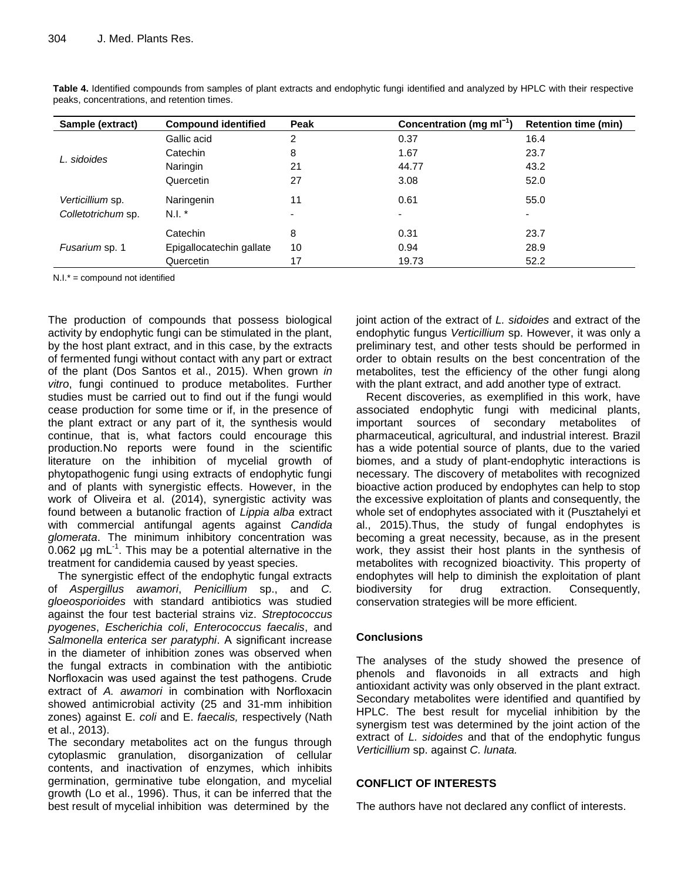**Table 4.** Identified compounds from samples of plant extracts and endophytic fungi identified and analyzed by HPLC with their respective peaks, concentrations, and retention times.

| Sample (extract) | Compound identified | Peak | Concentration (mg ml$^{-1}$) | Retention time (min) |
|---|---|---|---|---|
| *L. sidoides* | Gallic acid | 2 | 0.37 | 16.4 |
| | Catechin | 8 | 1.67 | 23.7 |
| | Naringin | 21 | 44.77 | 43.2 |
| | Quercetin | 27 | 3.08 | 52.0 |
| *Verticillium* sp. | Naringenin | 11 | 0.61 | 55.0 |
| *Colletotrichum* sp. | N.I. * | - | - | - |
| *Fusarium* sp. 1 | Catechin | 8 | 0.31 | 23.7 |
| | Epigallocatechin gallate | 10 | 0.94 | 28.9 |
| | Quercetin | 17 | 19.73 | 52.2 |

N.I.* = compound not identified

The production of compounds that possess biological activity by endophytic fungi can be stimulated in the plant, by the host plant extract, and in this case, by the extracts of fermented fungi without contact with any part or extract of the plant (Dos Santos et al., 2015). When grown *in vitro*, fungi continued to produce metabolites. Further studies must be carried out to find out if the fungi would cease production for some time or if, in the presence of the plant extract or any part of it, the synthesis would continue, that is, what factors could encourage this production.No reports were found in the scientific literature on the inhibition of mycelial growth of phytopathogenic fungi using extracts of endophytic fungi and of plants with synergistic effects. However, in the work of Oliveira et al. (2014), synergistic activity was found between a butanolic fraction of *Lippia alba* extract with commercial antifungal agents against *Candida glomerata*. The minimum inhibitory concentration was 0.062 µg mL$^{-1}$. This may be a potential alternative in the treatment for candidemia caused by yeast species.

The synergistic effect of the endophytic fungal extracts of *Aspergillus awamori*, *Penicillium* sp., and *C. gloeosporioides* with standard antibiotics was studied against the four test bacterial strains viz. *Streptococcus pyogenes*, *Escherichia coli*, *Enterococcus faecalis*, and *Salmonella enterica ser paratyphi*. A significant increase in the diameter of inhibition zones was observed when the fungal extracts in combination with the antibiotic Norfloxacin was used against the test pathogens. Crude extract of *A. awamori* in combination with Norfloxacin showed antimicrobial activity (25 and 31-mm inhibition zones) against E. *coli* and E. *faecalis,* respectively (Nath et al., 2013).

The secondary metabolites act on the fungus through cytoplasmic granulation, disorganization of cellular contents, and inactivation of enzymes, which inhibits germination, germinative tube elongation, and mycelial growth (Lo et al., 1996). Thus, it can be inferred that the best result of mycelial inhibition was determined by the joint action of the extract of *L. sidoides* and extract of the endophytic fungus *Verticillium* sp. However, it was only a preliminary test, and other tests should be performed in order to obtain results on the best concentration of the metabolites, test the efficiency of the other fungi along with the plant extract, and add another type of extract.

Recent discoveries, as exemplified in this work, have associated endophytic fungi with medicinal plants, important sources of secondary metabolites of pharmaceutical, agricultural, and industrial interest. Brazil has a wide potential source of plants, due to the varied biomes, and a study of plant-endophytic interactions is necessary. The discovery of metabolites with recognized bioactive action produced by endophytes can help to stop the excessive exploitation of plants and consequently, the whole set of endophytes associated with it (Pusztahelyi et al., 2015).Thus, the study of fungal endophytes is becoming a great necessity, because, as in the present work, they assist their host plants in the synthesis of metabolites with recognized bioactivity. This property of endophytes will help to diminish the exploitation of plant biodiversity for drug extraction. Consequently, conservation strategies will be more efficient.

## Conclusions

The analyses of the study showed the presence of phenols and flavonoids in all extracts and high antioxidant activity was only observed in the plant extract. Secondary metabolites were identified and quantified by HPLC. The best result for mycelial inhibition by the synergism test was determined by the joint action of the extract of *L. sidoides* and that of the endophytic fungus *Verticillium* sp. against *C. lunata.*

## CONFLICT OF INTERESTS

The authors have not declared any conflict of interests.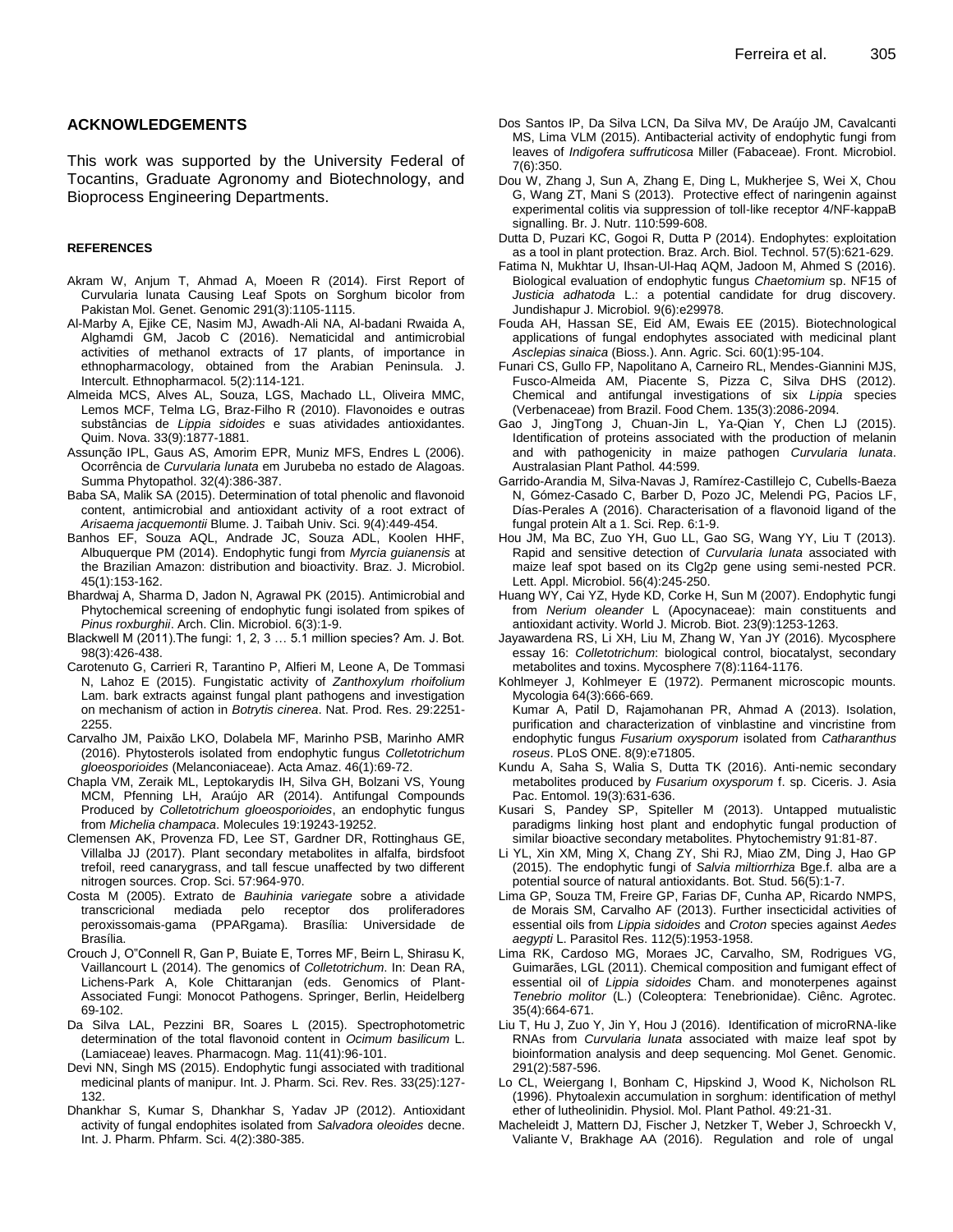## ACKNOWLEDGEMENTS

This work was supported by the University Federal of Tocantins, Graduate Agronomy and Biotechnology, and Bioprocess Engineering Departments.

### REFERENCES

Akram W, Anjum T, Ahmad A, Moeen R (2014). First Report of Curvularia lunata Causing Leaf Spots on Sorghum bicolor from Pakistan Mol. Genet. Genomic 291(3):1105-1115.

Al-Marby A, Ejike CE, Nasim MJ, Awadh-Ali NA, Al-badani Rwaida A, Alghamdi GM, Jacob C (2016). Nematicidal and antimicrobial activities of methanol extracts of 17 plants, of importance in ethnopharmacology, obtained from the Arabian Peninsula. J. Intercult. Ethnopharmacol. 5(2):114-121.

Almeida MCS, Alves AL, Souza, LGS, Machado LL, Oliveira MMC, Lemos MCF, Telma LG, Braz-Filho R (2010). Flavonoides e outras substâncias de *Lippia sidoides* e suas atividades antioxidantes. Quim. Nova. 33(9):1877-1881.

Assunção IPL, Gaus AS, Amorim EPR, Muniz MFS, Endres L (2006). Ocorrência de *Curvularia lunata* em Jurubeba no estado de Alagoas. Summa Phytopathol. 32(4):386-387.

Baba SA, Malik SA (2015). Determination of total phenolic and flavonoid content, antimicrobial and antioxidant activity of a root extract of *Arisaema jacquemontii* Blume. J. Taibah Univ. Sci. 9(4):449-454.

Banhos EF, Souza AQL, Andrade JC, Souza ADL, Koolen HHF, Albuquerque PM (2014). Endophytic fungi from *Myrcia guianensis* at the Brazilian Amazon: distribution and bioactivity. Braz. J. Microbiol. 45(1):153-162.

Bhardwaj A, Sharma D, Jadon N, Agrawal PK (2015). Antimicrobial and Phytochemical screening of endophytic fungi isolated from spikes of *Pinus roxburghii*. Arch. Clin. Microbiol. 6(3):1-9.

Blackwell M (2011).The fungi: 1, 2, 3 … 5.1 million species? Am. J. Bot. 98(3):426-438.

Carotenuto G, Carrieri R, Tarantino P, Alfieri M, Leone A, De Tommasi N, Lahoz E (2015). Fungistatic activity of *Zanthoxylum rhoifolium* Lam. bark extracts against fungal plant pathogens and investigation on mechanism of action in *Botrytis cinerea*. Nat. Prod. Res. 29:2251-2255.

Carvalho JM, Paixão LKO, Dolabela MF, Marinho PSB, Marinho AMR (2016). Phytosterols isolated from endophytic fungus *Colletotrichum gloeosporioides* (Melanconiaceae). Acta Amaz. 46(1):69-72.

Chapla VM, Zeraik ML, Leptokarydis IH, Silva GH, Bolzani VS, Young MCM, Pfenning LH, Araújo AR (2014). Antifungal Compounds Produced by *Colletotrichum gloeosporioides*, an endophytic fungus from *Michelia champaca*. Molecules 19:19243-19252.

Clemensen AK, Provenza FD, Lee ST, Gardner DR, Rottinghaus GE, Villalba JJ (2017). Plant secondary metabolites in alfalfa, birdsfoot trefoil, reed canarygrass, and tall fescue unaffected by two different nitrogen sources. Crop. Sci. 57:964-970.

Costa M (2005). Extrato de *Bauhinia variegate* sobre a atividade transcricional mediada pelo receptor dos proliferadores peroxissomais-gama (PPARgama). Brasília: Universidade de Brasília.

Crouch J, O"Connell R, Gan P, Buiate E, Torres MF, Beirn L, Shirasu K, Vaillancourt L (2014). The genomics of *Colletotrichum*. In: Dean RA, Lichens-Park A, Kole Chittaranjan (eds. Genomics of Plant-Associated Fungi: Monocot Pathogens. Springer, Berlin, Heidelberg 69-102.

Da Silva LAL, Pezzini BR, Soares L (2015). Spectrophotometric determination of the total flavonoid content in *Ocimum basilicum* L. (Lamiaceae) leaves. Pharmacogn. Mag. 11(41):96-101.

Devi NN, Singh MS (2015). Endophytic fungi associated with traditional medicinal plants of manipur. Int. J. Pharm. Sci. Rev. Res. 33(25):127-132.

Dhankhar S, Kumar S, Dhankhar S, Yadav JP (2012). Antioxidant activity of fungal endophites isolated from *Salvadora oleoides* decne. Int. J. Pharm. Phfarm. Sci. 4(2):380-385.

Dos Santos IP, Da Silva LCN, Da Silva MV, De Araújo JM, Cavalcanti MS, Lima VLM (2015). Antibacterial activity of endophytic fungi from leaves of *Indigofera suffruticosa* Miller (Fabaceae). Front. Microbiol. 7(6):350.

Dou W, Zhang J, Sun A, Zhang E, Ding L, Mukherjee S, Wei X, Chou G, Wang ZT, Mani S (2013). Protective effect of naringenin against experimental colitis via suppression of toll-like receptor 4/NF-kappaB signalling. Br. J. Nutr. 110:599-608.

Dutta D, Puzari KC, Gogoi R, Dutta P (2014). Endophytes: exploitation as a tool in plant protection. Braz. Arch. Biol. Technol. 57(5):621-629.

Fatima N, Mukhtar U, Ihsan-Ul-Haq AQM, Jadoon M, Ahmed S (2016). Biological evaluation of endophytic fungus *Chaetomium* sp. NF15 of *Justicia adhatoda* L.: a potential candidate for drug discovery. Jundishapur J. Microbiol. 9(6):e29978.

Fouda AH, Hassan SE, Eid AM, Ewais EE (2015). Biotechnological applications of fungal endophytes associated with medicinal plant *Asclepias sinaica* (Bioss.). Ann. Agric. Sci. 60(1):95-104.

Funari CS, Gullo FP, Napolitano A, Carneiro RL, Mendes-Giannini MJS, Fusco-Almeida AM, Piacente S, Pizza C, Silva DHS (2012). Chemical and antifungal investigations of six *Lippia* species (Verbenaceae) from Brazil. Food Chem. 135(3):2086-2094.

Gao J, JingTong J, Chuan-Jin L, Ya-Qian Y, Chen LJ (2015). Identification of proteins associated with the production of melanin and with pathogenicity in maize pathogen *Curvularia lunata*. Australasian Plant Pathol. 44:599.

Garrido-Arandia M, Silva-Navas J, Ramírez-Castillejo C, Cubells-Baeza N, Gómez-Casado C, Barber D, Pozo JC, Melendi PG, Pacios LF, Días-Perales A (2016). Characterisation of a flavonoid ligand of the fungal protein Alt a 1. Sci. Rep. 6:1-9.

Hou JM, Ma BC, Zuo YH, Guo LL, Gao SG, Wang YY, Liu T (2013). Rapid and sensitive detection of *Curvularia lunata* associated with maize leaf spot based on its Clg2p gene using semi-nested PCR. Lett. Appl. Microbiol. 56(4):245-250.

Huang WY, Cai YZ, Hyde KD, Corke H, Sun M (2007). Endophytic fungi from *Nerium oleander* L (Apocynaceae): main constituents and antioxidant activity. World J. Microb. Biot. 23(9):1253-1263.

Jayawardena RS, Li XH, Liu M, Zhang W, Yan JY (2016). Mycosphere essay 16: *Colletotrichum*: biological control, biocatalyst, secondary metabolites and toxins. Mycosphere 7(8):1164-1176.

Kohlmeyer J, Kohlmeyer E (1972). Permanent microscopic mounts. Mycologia 64(3):666-669.

Kumar A, Patil D, Rajamohanan PR, Ahmad A (2013). Isolation, purification and characterization of vinblastine and vincristine from endophytic fungus *Fusarium oxysporum* isolated from *Catharanthus roseus*. PLoS ONE. 8(9):e71805.

Kundu A, Saha S, Walia S, Dutta TK (2016). Anti-nemic secondary metabolites produced by *Fusarium oxysporum* f. sp. Ciceris. J. Asia Pac. Entomol. 19(3):631-636.

Kusari S, Pandey SP, Spiteller M (2013). Untapped mutualistic paradigms linking host plant and endophytic fungal production of similar bioactive secondary metabolites. Phytochemistry 91:81-87.

Li YL, Xin XM, Ming X, Chang ZY, Shi RJ, Miao ZM, Ding J, Hao GP (2015). The endophytic fungi of *Salvia miltiorrhiza* Bge.f. alba are a potential source of natural antioxidants. Bot. Stud. 56(5):1-7.

Lima GP, Souza TM, Freire GP, Farias DF, Cunha AP, Ricardo NMPS, de Morais SM, Carvalho AF (2013). Further insecticidal activities of essential oils from *Lippia sidoides* and *Croton* species against *Aedes aegypti* L. Parasitol Res. 112(5):1953-1958.

Lima RK, Cardoso MG, Moraes JC, Carvalho, SM, Rodrigues VG, Guimarães, LGL (2011). Chemical composition and fumigant effect of essential oil of *Lippia sidoides* Cham. and monoterpenes against *Tenebrio molitor* (L.) (Coleoptera: Tenebrionidae). Ciênc. Agrotec. 35(4):664-671.

Liu T, Hu J, Zuo Y, Jin Y, Hou J (2016). Identification of microRNA-like RNAs from *Curvularia lunata* associated with maize leaf spot by bioinformation analysis and deep sequencing. Mol Genet. Genomic. 291(2):587-596.

Lo CL, Weiergang I, Bonham C, Hipskind J, Wood K, Nicholson RL (1996). Phytoalexin accumulation in sorghum: identification of methyl ether of lutheolinidin. Physiol. Mol. Plant Pathol. 49:21-31.

Macheleidt J, Mattern DJ, Fischer J, Netzker T, Weber J, Schroeckh V, Valiante V, Brakhage AA (2016). Regulation and role of ungal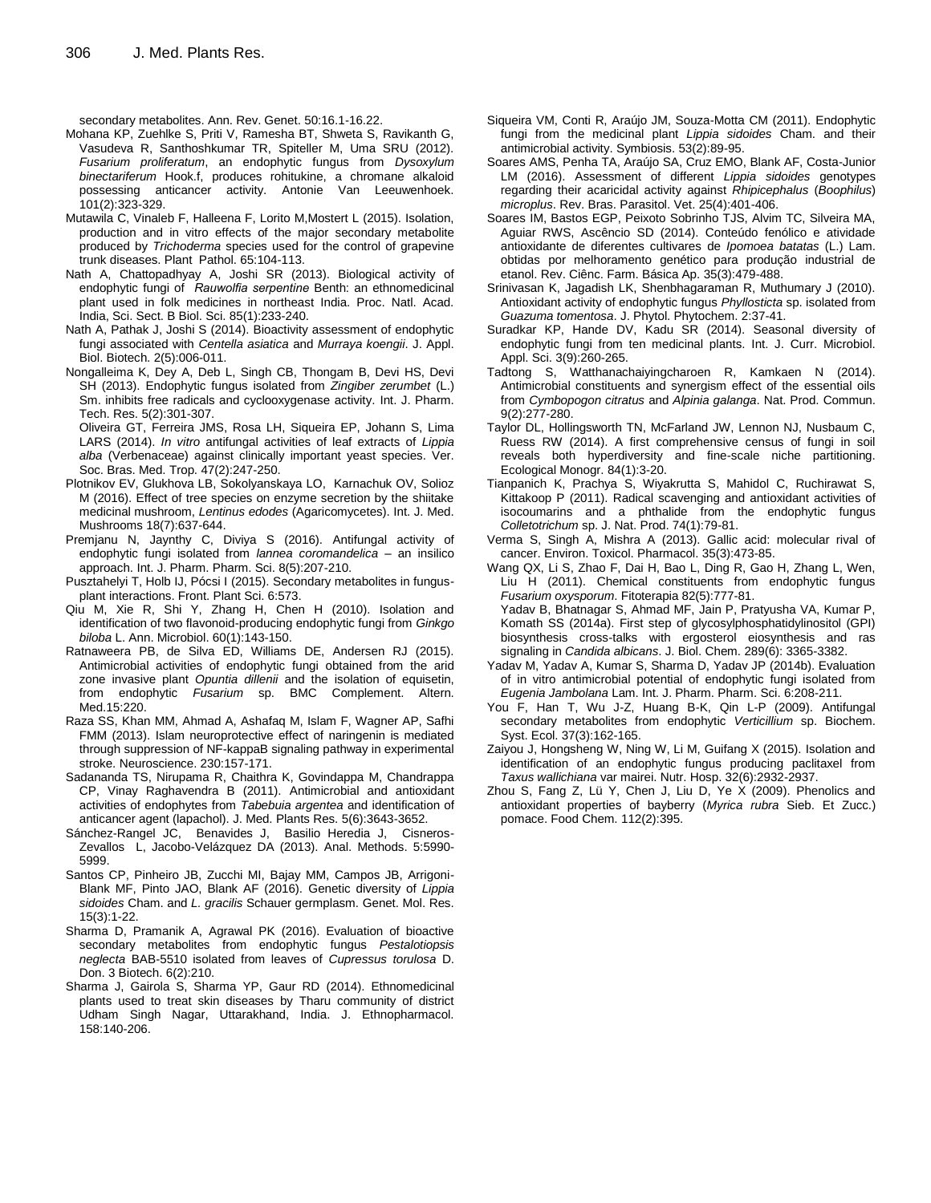secondary metabolites. Ann. Rev. Genet. 50:16.1-16.22.

Mohana KP, Zuehlke S, Priti V, Ramesha BT, Shweta S, Ravikanth G, Vasudeva R, Santhoshkumar TR, Spiteller M, Uma SRU (2012). *Fusarium proliferatum*, an endophytic fungus from *Dysoxylum binectariferum* Hook.f, produces rohitukine, a chromane alkaloid possessing anticancer activity. Antonie Van Leeuwenhoek. 101(2):323-329.

Mutawila C, Vinaleb F, Halleena F, Lorito M,Mostert L (2015). Isolation, production and in vitro effects of the major secondary metabolite produced by *Trichoderma* species used for the control of grapevine trunk diseases. Plant Pathol. 65:104-113.

Nath A, Chattopadhyay A, Joshi SR (2013). Biological activity of endophytic fungi of *Rauwolfia serpentine* Benth: an ethnomedicinal plant used in folk medicines in northeast India. Proc. Natl. Acad. India, Sci. Sect. B Biol. Sci. 85(1):233-240.

Nath A, Pathak J, Joshi S (2014). Bioactivity assessment of endophytic fungi associated with *Centella asiatica* and *Murraya koengii*. J. Appl. Biol. Biotech. 2(5):006-011.

Nongalleima K, Dey A, Deb L, Singh CB, Thongam B, Devi HS, Devi SH (2013). Endophytic fungus isolated from *Zingiber zerumbet* (L.) Sm. inhibits free radicals and cyclooxygenase activity. Int. J. Pharm. Tech. Res. 5(2):301-307.

Oliveira GT, Ferreira JMS, Rosa LH, Siqueira EP, Johann S, Lima LARS (2014). *In vitro* antifungal activities of leaf extracts of *Lippia alba* (Verbenaceae) against clinically important yeast species. Ver. Soc. Bras. Med. Trop. 47(2):247-250.

Plotnikov EV, Glukhova LB, Sokolyanskaya LO, Karnachuk OV, Solioz M (2016). Effect of tree species on enzyme secretion by the shiitake medicinal mushroom, *Lentinus edodes* (Agaricomycetes). Int. J. Med. Mushrooms 18(7):637-644.

Premjanu N, Jaynthy C, Diviya S (2016). Antifungal activity of endophytic fungi isolated from *lannea coromandelica* – an insilico approach. Int. J. Pharm. Pharm. Sci. 8(5):207-210.

Pusztahelyi T, Holb IJ, Pócsi I (2015). Secondary metabolites in fungus-plant interactions. Front. Plant Sci. 6:573.

Qiu M, Xie R, Shi Y, Zhang H, Chen H (2010). Isolation and identification of two flavonoid-producing endophytic fungi from *Ginkgo biloba* L. Ann. Microbiol. 60(1):143-150.

Ratnaweera PB, de Silva ED, Williams DE, Andersen RJ (2015). Antimicrobial activities of endophytic fungi obtained from the arid zone invasive plant *Opuntia dillenii* and the isolation of equisetin, from endophytic *Fusarium* sp. BMC Complement. Altern. Med.15:220.

Raza SS, Khan MM, Ahmad A, Ashafaq M, Islam F, Wagner AP, Safhi FMM (2013). Islam neuroprotective effect of naringenin is mediated through suppression of NF-kappaB signaling pathway in experimental stroke. Neuroscience. 230:157-171.

Sadananda TS, Nirupama R, Chaithra K, Govindappa M, Chandrappa CP, Vinay Raghavendra B (2011). Antimicrobial and antioxidant activities of endophytes from *Tabebuia argentea* and identification of anticancer agent (lapachol). J. Med. Plants Res. 5(6):3643-3652.

Sánchez-Rangel JC, Benavides J, Basilio Heredia J, Cisneros-Zevallos L, Jacobo-Velázquez DA (2013). Anal. Methods. 5:5990-5999.

Santos CP, Pinheiro JB, Zucchi MI, Bajay MM, Campos JB, Arrigoni-Blank MF, Pinto JAO, Blank AF (2016). Genetic diversity of *Lippia sidoides* Cham. and *L. gracilis* Schauer germplasm. Genet. Mol. Res. 15(3):1-22.

Sharma D, Pramanik A, Agrawal PK (2016). Evaluation of bioactive secondary metabolites from endophytic fungus *Pestalotiopsis neglecta* BAB-5510 isolated from leaves of *Cupressus torulosa* D. Don. 3 Biotech. 6(2):210.

Sharma J, Gairola S, Sharma YP, Gaur RD (2014). Ethnomedicinal plants used to treat skin diseases by Tharu community of district Udham Singh Nagar, Uttarakhand, India. J. Ethnopharmacol. 158:140-206.

Siqueira VM, Conti R, Araújo JM, Souza-Motta CM (2011). Endophytic fungi from the medicinal plant *Lippia sidoides* Cham. and their antimicrobial activity. Symbiosis. 53(2):89-95.

Soares AMS, Penha TA, Araújo SA, Cruz EMO, Blank AF, Costa-Junior LM (2016). Assessment of different *Lippia sidoides* genotypes regarding their acaricidal activity against *Rhipicephalus* (*Boophilus*) *microplus*. Rev. Bras. Parasitol. Vet. 25(4):401-406.

Soares IM, Bastos EGP, Peixoto Sobrinho TJS, Alvim TC, Silveira MA, Aguiar RWS, Ascêncio SD (2014). Conteúdo fenólico e atividade antioxidante de diferentes cultivares de *Ipomoea batatas* (L.) Lam. obtidas por melhoramento genético para produção industrial de etanol. Rev. Ciênc. Farm. Básica Ap. 35(3):479-488.

Srinivasan K, Jagadish LK, Shenbhagaraman R, Muthumary J (2010). Antioxidant activity of endophytic fungus *Phyllosticta* sp. isolated from *Guazuma tomentosa*. J. Phytol. Phytochem. 2:37-41.

Suradkar KP, Hande DV, Kadu SR (2014). Seasonal diversity of endophytic fungi from ten medicinal plants. Int. J. Curr. Microbiol. Appl. Sci. 3(9):260-265.

Tadtong S, Watthanachaiyingcharoen R, Kamkaen N (2014). Antimicrobial constituents and synergism effect of the essential oils from *Cymbopogon citratus* and *Alpinia galanga*. Nat. Prod. Commun. 9(2):277-280.

Taylor DL, Hollingsworth TN, McFarland JW, Lennon NJ, Nusbaum C, Ruess RW (2014). A first comprehensive census of fungi in soil reveals both hyperdiversity and fine-scale niche partitioning. Ecological Monogr. 84(1):3-20.

Tianpanich K, Prachya S, Wiyakrutta S, Mahidol C, Ruchirawat S, Kittakoop P (2011). Radical scavenging and antioxidant activities of isocoumarins and a phthalide from the endophytic fungus *Colletotrichum* sp. J. Nat. Prod. 74(1):79-81.

Verma S, Singh A, Mishra A (2013). Gallic acid: molecular rival of cancer. Environ. Toxicol. Pharmacol. 35(3):473-85.

Wang QX, Li S, Zhao F, Dai H, Bao L, Ding R, Gao H, Zhang L, Wen, Liu H (2011). Chemical constituents from endophytic fungus *Fusarium oxysporum*. Fitoterapia 82(5):777-81.

Yadav B, Bhatnagar S, Ahmad MF, Jain P, Pratyusha VA, Kumar P, Komath SS (2014a). First step of glycosylphosphatidylinositol (GPI) biosynthesis cross-talks with ergosterol eiosynthesis and ras signaling in *Candida albicans*. J. Biol. Chem. 289(6): 3365-3382.

Yadav M, Yadav A, Kumar S, Sharma D, Yadav JP (2014b). Evaluation of in vitro antimicrobial potential of endophytic fungi isolated from *Eugenia Jambolana* Lam. Int. J. Pharm. Pharm. Sci. 6:208-211.

You F, Han T, Wu J-Z, Huang B-K, Qin L-P (2009). Antifungal secondary metabolites from endophytic *Verticillium* sp. Biochem. Syst. Ecol. 37(3):162-165.

Zaiyou J, Hongsheng W, Ning W, Li M, Guifang X (2015). Isolation and identification of an endophytic fungus producing paclitaxel from *Taxus wallichiana* var mairei. Nutr. Hosp. 32(6):2932-2937.

Zhou S, Fang Z, Lü Y, Chen J, Liu D, Ye X (2009). Phenolics and antioxidant properties of bayberry (*Myrica rubra* Sieb. Et Zucc.) pomace. Food Chem. 112(2):395.